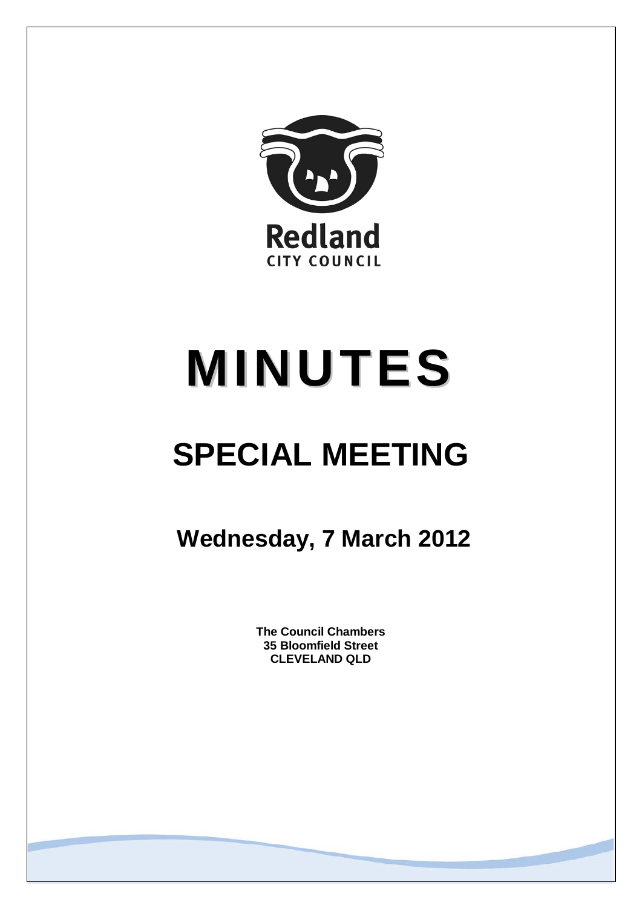Redland
CITY COUNCIL

# MINUTES

# SPECIAL MEETING

## Wednesday, 7 March 2012

**The Council Chambers**
**35 Bloomfield Street**
**CLEVELAND QLD**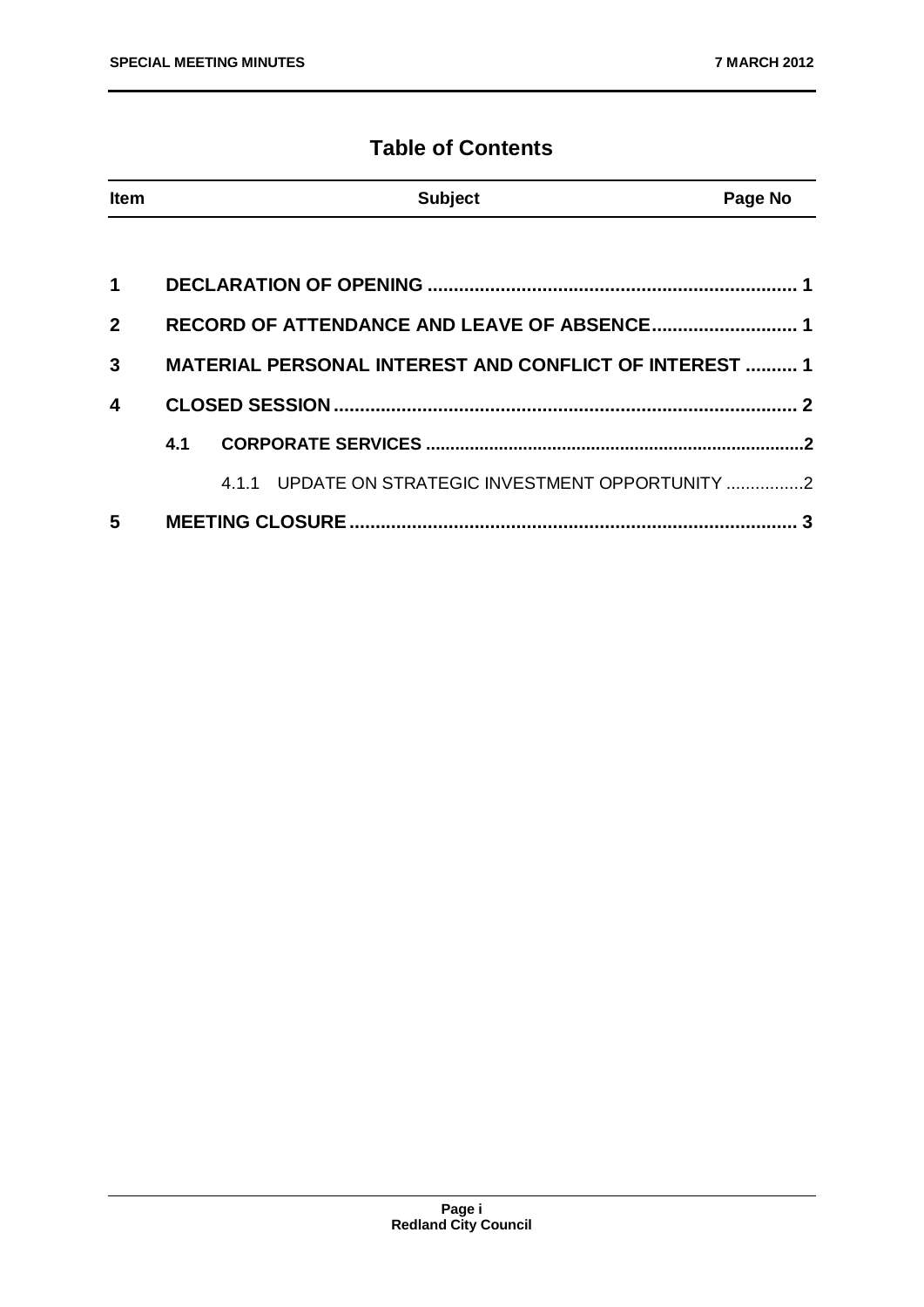# Table of Contents

| Item | | Subject | Page No |
|---|---|---|---|
| 1 | | DECLARATION OF OPENING | 1 |
| 2 | | RECORD OF ATTENDANCE AND LEAVE OF ABSENCE | 1 |
| 3 | | MATERIAL PERSONAL INTEREST AND CONFLICT OF INTEREST | 1 |
| 4 | | CLOSED SESSION | 2 |
| | 4.1 | CORPORATE SERVICES | 2 |
| | | 4.1.1 UPDATE ON STRATEGIC INVESTMENT OPPORTUNITY | 2 |
| 5 | | MEETING CLOSURE | 3 |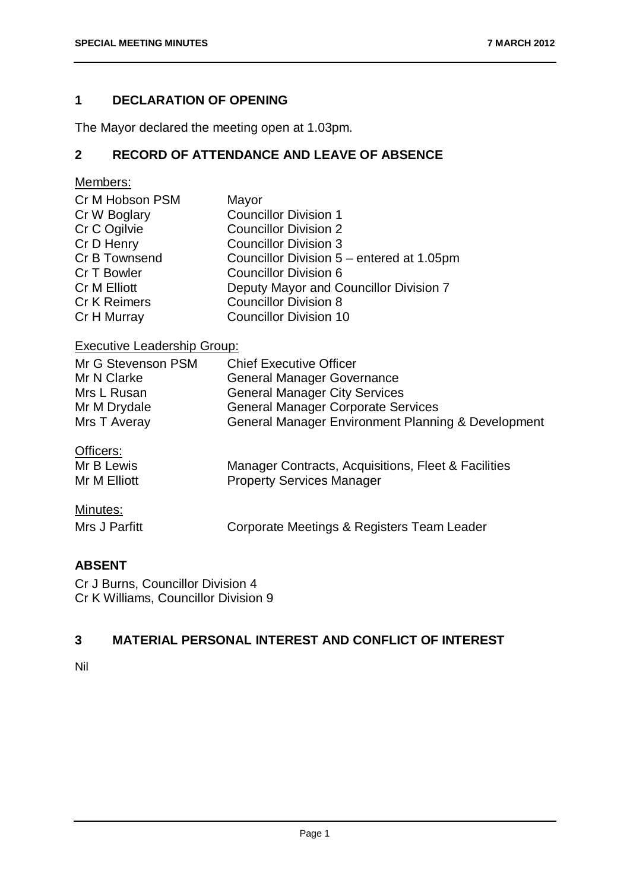## 1 DECLARATION OF OPENING

The Mayor declared the meeting open at 1.03pm.

## 2 RECORD OF ATTENDANCE AND LEAVE OF ABSENCE

Members:

| | |
|---|---|
| Cr M Hobson PSM | Mayor |
| Cr W Boglary | Councillor Division 1 |
| Cr C Ogilvie | Councillor Division 2 |
| Cr D Henry | Councillor Division 3 |
| Cr B Townsend | Councillor Division 5 – entered at 1.05pm |
| Cr T Bowler | Councillor Division 6 |
| Cr M Elliott | Deputy Mayor and Councillor Division 7 |
| Cr K Reimers | Councillor Division 8 |
| Cr H Murray | Councillor Division 10 |

Executive Leadership Group:

| | |
|---|---|
| Mr G Stevenson PSM | Chief Executive Officer |
| Mr N Clarke | General Manager Governance |
| Mrs L Rusan | General Manager City Services |
| Mr M Drydale | General Manager Corporate Services |
| Mrs T Averay | General Manager Environment Planning & Development |

Officers:

| | |
|---|---|
| Mr B Lewis | Manager Contracts, Acquisitions, Fleet & Facilities |
| Mr M Elliott | Property Services Manager |

Minutes:

| | |
|---|---|
| Mrs J Parfitt | Corporate Meetings & Registers Team Leader |

### ABSENT

Cr J Burns, Councillor Division 4
Cr K Williams, Councillor Division 9

## 3 MATERIAL PERSONAL INTEREST AND CONFLICT OF INTEREST

Nil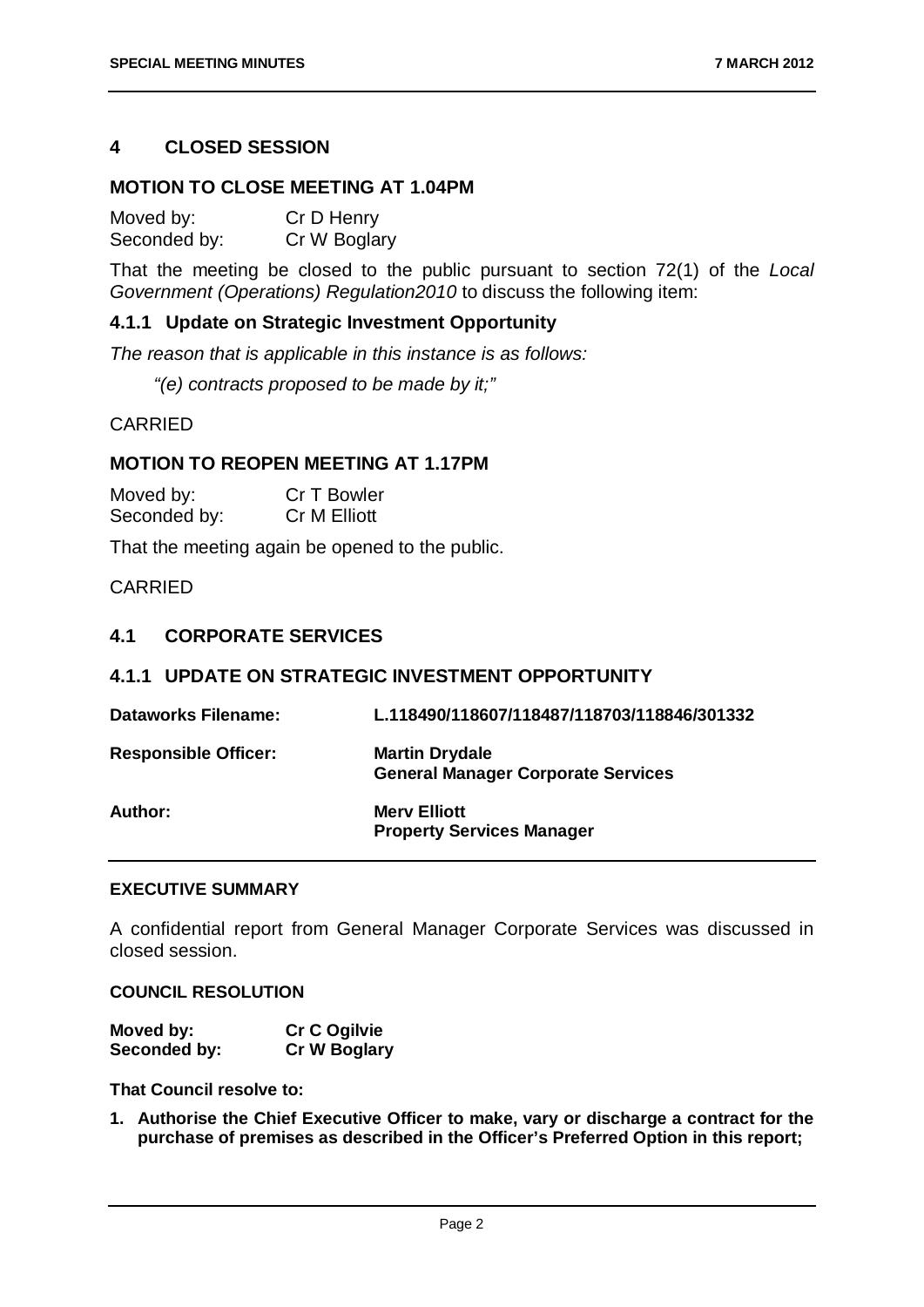## 4 CLOSED SESSION

### MOTION TO CLOSE MEETING AT 1.04PM

Moved by: Cr D Henry
Seconded by: Cr W Boglary

That the meeting be closed to the public pursuant to section 72(1) of the *Local Government (Operations) Regulation2010* to discuss the following item:

### 4.1.1 Update on Strategic Investment Opportunity

*The reason that is applicable in this instance is as follows:*

*"(e) contracts proposed to be made by it;"*

CARRIED

### MOTION TO REOPEN MEETING AT 1.17PM

Moved by: Cr T Bowler
Seconded by: Cr M Elliott

That the meeting again be opened to the public.

CARRIED

## 4.1 CORPORATE SERVICES

### 4.1.1 UPDATE ON STRATEGIC INVESTMENT OPPORTUNITY

| | |
|---|---|
| **Dataworks Filename:** | **L.118490/118607/118487/118703/118846/301332** |
| **Responsible Officer:** | **Martin Drydale**<br>**General Manager Corporate Services** |
| **Author:** | **Merv Elliott**<br>**Property Services Manager** |

#### EXECUTIVE SUMMARY

A confidential report from General Manager Corporate Services was discussed in closed session.

#### COUNCIL RESOLUTION

**Moved by: Cr C Ogilvie**
**Seconded by: Cr W Boglary**

**That Council resolve to:**

1. **Authorise the Chief Executive Officer to make, vary or discharge a contract for the purchase of premises as described in the Officer's Preferred Option in this report;**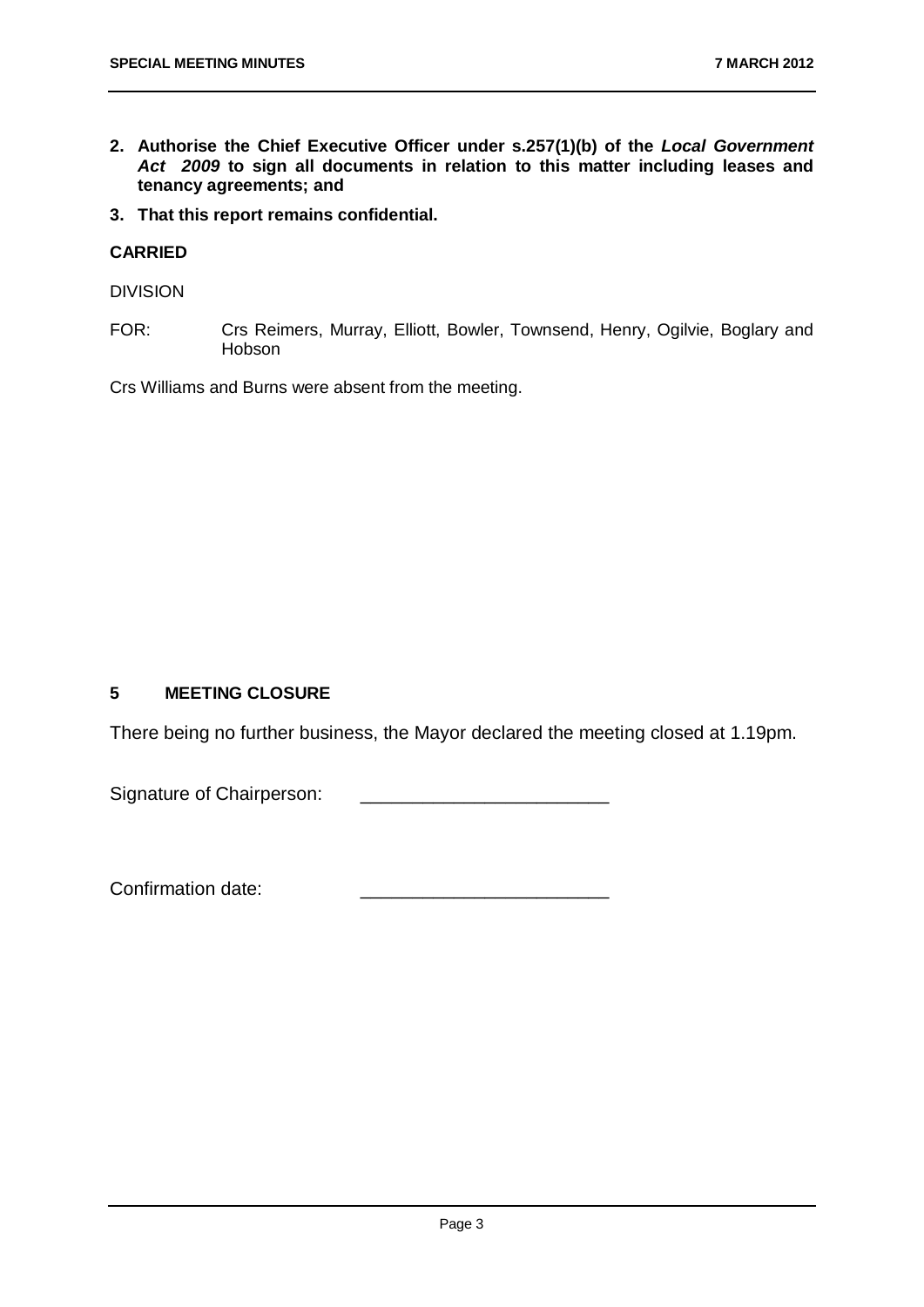2. **Authorise the Chief Executive Officer under s.257(1)(b) of the *Local Government Act 2009* to sign all documents in relation to this matter including leases and tenancy agreements; and**
3. **That this report remains confidential.**

**CARRIED**

DIVISION

FOR: Crs Reimers, Murray, Elliott, Bowler, Townsend, Henry, Ogilvie, Boglary and Hobson

Crs Williams and Burns were absent from the meeting.

## 5 MEETING CLOSURE

There being no further business, the Mayor declared the meeting closed at 1.19pm.

Signature of Chairperson: ________________________

Confirmation date: ________________________